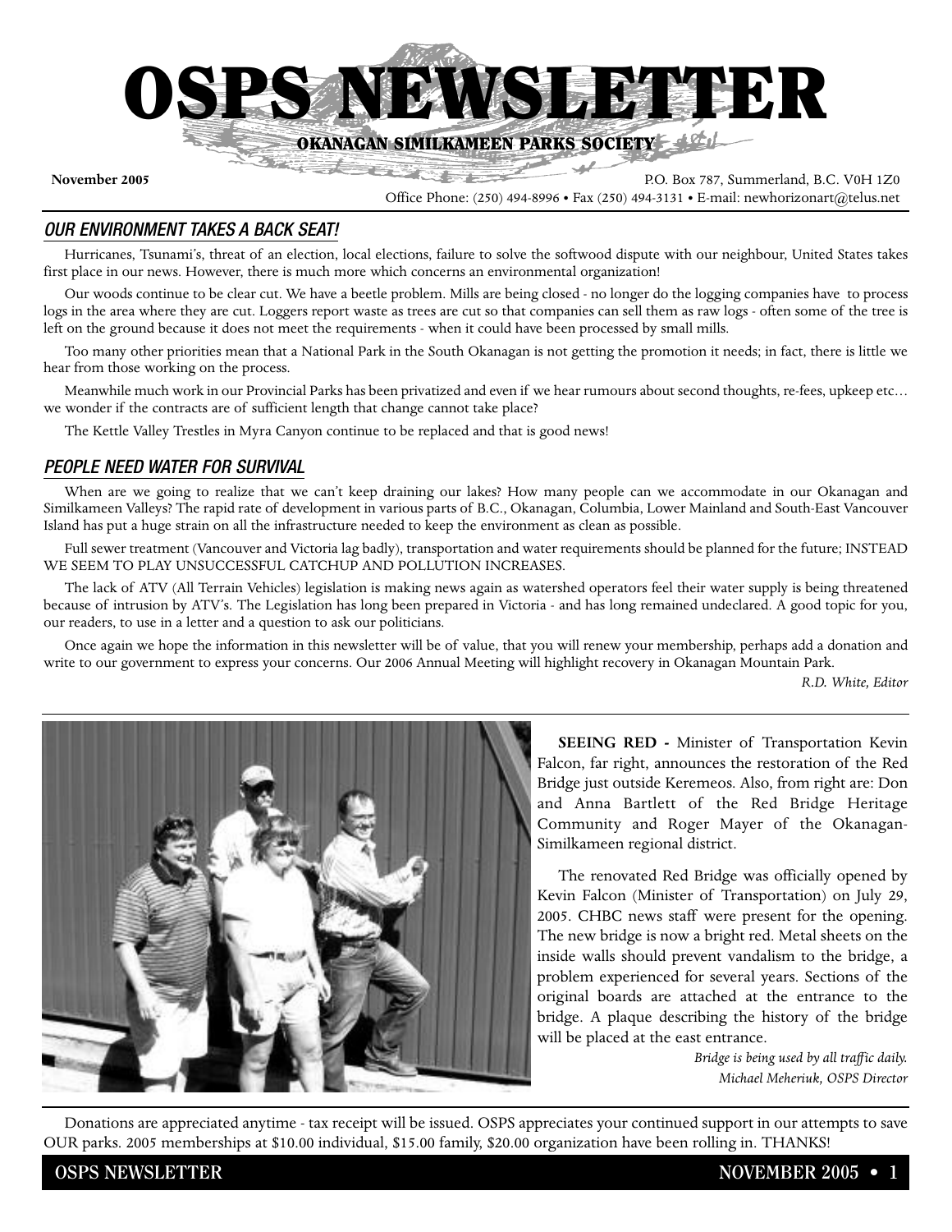# OSPS NEWSLETTER

**OKANAGAN SIMILKAMEEN PARKS SOCIETY**

**November 2005**

P.O. Box 787, Summerland, B.C. V0H 1Z0
Office Phone: (250) 494-8996 • Fax (250) 494-3131 • E-mail: newhorizonart@telus.net

## *OUR ENVIRONMENT TAKES A BACK SEAT!*

Hurricanes, Tsunami's, threat of an election, local elections, failure to solve the softwood dispute with our neighbour, United States takes first place in our news. However, there is much more which concerns an environmental organization!

Our woods continue to be clear cut. We have a beetle problem. Mills are being closed - no longer do the logging companies have to process logs in the area where they are cut. Loggers report waste as trees are cut so that companies can sell them as raw logs - often some of the tree is left on the ground because it does not meet the requirements - when it could have been processed by small mills.

Too many other priorities mean that a National Park in the South Okanagan is not getting the promotion it needs; in fact, there is little we hear from those working on the process.

Meanwhile much work in our Provincial Parks has been privatized and even if we hear rumours about second thoughts, re-fees, upkeep etc… we wonder if the contracts are of sufficient length that change cannot take place?

The Kettle Valley Trestles in Myra Canyon continue to be replaced and that is good news!

## *PEOPLE NEED WATER FOR SURVIVAL*

When are we going to realize that we can't keep draining our lakes? How many people can we accommodate in our Okanagan and Similkameen Valleys? The rapid rate of development in various parts of B.C., Okanagan, Columbia, Lower Mainland and South-East Vancouver Island has put a huge strain on all the infrastructure needed to keep the environment as clean as possible.

Full sewer treatment (Vancouver and Victoria lag badly), transportation and water requirements should be planned for the future; INSTEAD WE SEEM TO PLAY UNSUCCESSFUL CATCHUP AND POLLUTION INCREASES.

The lack of ATV (All Terrain Vehicles) legislation is making news again as watershed operators feel their water supply is being threatened because of intrusion by ATV's. The Legislation has long been prepared in Victoria - and has long remained undeclared. A good topic for you, our readers, to use in a letter and a question to ask our politicians.

Once again we hope the information in this newsletter will be of value, that you will renew your membership, perhaps add a donation and write to our government to express your concerns. Our 2006 Annual Meeting will highlight recovery in Okanagan Mountain Park.

*R.D. White, Editor*

**SEEING RED -** Minister of Transportation Kevin Falcon, far right, announces the restoration of the Red Bridge just outside Keremeos. Also, from right are: Don and Anna Bartlett of the Red Bridge Heritage Community and Roger Mayer of the Okanagan-Similkameen regional district.

The renovated Red Bridge was officially opened by Kevin Falcon (Minister of Transportation) on July 29, 2005. CHBC news staff were present for the opening. The new bridge is now a bright red. Metal sheets on the inside walls should prevent vandalism to the bridge, a problem experienced for several years. Sections of the original boards are attached at the entrance to the bridge. A plaque describing the history of the bridge will be placed at the east entrance.

*Bridge is being used by all traffic daily.*
*Michael Meheriuk, OSPS Director*

Donations are appreciated anytime - tax receipt will be issued. OSPS appreciates your continued support in our attempts to save OUR parks. 2005 memberships at $10.00 individual, $15.00 family, $20.00 organization have been rolling in. THANKS!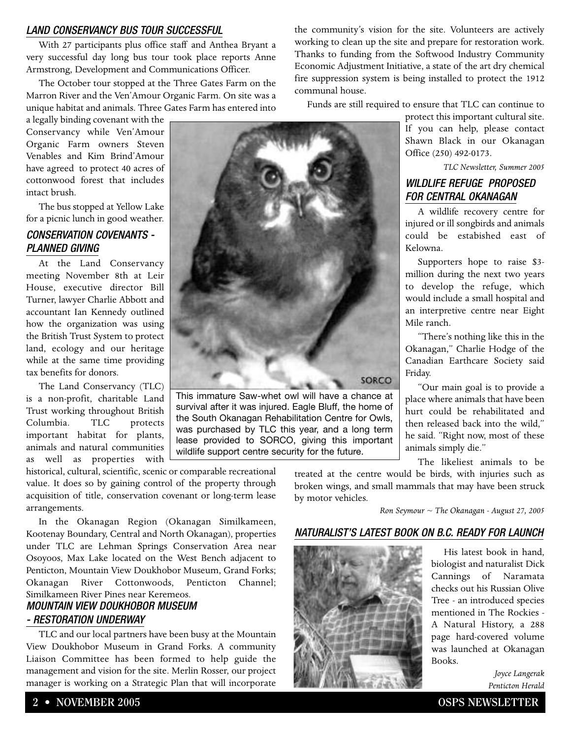## LAND CONSERVANCY BUS TOUR SUCCESSFUL

With 27 participants plus office staff and Anthea Bryant a very successful day long bus tour took place reports Anne Armstrong, Development and Communications Officer.

The October tour stopped at the Three Gates Farm on the Marron River and the Ven'Amour Organic Farm. On site was a unique habitat and animals. Three Gates Farm has entered into a legally binding covenant with the Conservancy while Ven'Amour Organic Farm owners Steven Venables and Kim Brind'Amour have agreed to protect 40 acres of cottonwood forest that includes intact brush.

The bus stopped at Yellow Lake for a picnic lunch in good weather.

## CONSERVATION COVENANTS - PLANNED GIVING

At the Land Conservancy meeting November 8th at Leir House, executive director Bill Turner, lawyer Charlie Abbott and accountant Ian Kennedy outlined how the organization was using the British Trust System to protect land, ecology and our heritage while at the same time providing tax benefits for donors.

The Land Conservancy (TLC) is a non-profit, charitable Land Trust working throughout British Columbia. TLC protects important habitat for plants, animals and natural communities as well as properties with historical, cultural, scientific, scenic or comparable recreational value. It does so by gaining control of the property through acquisition of title, conservation covenant or long-term lease arrangements.

In the Okanagan Region (Okanagan Similkameen, Kootenay Boundary, Central and North Okanagan), properties under TLC are Lehman Springs Conservation Area near Osoyoos, Max Lake located on the West Bench adjacent to Penticton, Mountain View Doukhobor Museum, Grand Forks; Okanagan River Cottonwoods, Penticton Channel; Similkameen River Pines near Keremeos.

## MOUNTAIN VIEW DOUKHOBOR MUSEUM - RESTORATION UNDERWAY

TLC and our local partners have been busy at the Mountain View Doukhobor Museum in Grand Forks. A community Liaison Committee has been formed to help guide the management and vision for the site. Merlin Rosser, our project manager is working on a Strategic Plan that will incorporate the community's vision for the site. Volunteers are actively working to clean up the site and prepare for restoration work. Thanks to funding from the Softwood Industry Community Economic Adjustment Initiative, a state of the art dry chemical fire suppression system is being installed to protect the 1912 communal house.

Funds are still required to ensure that TLC can continue to protect this important cultural site. If you can help, please contact Shawn Black in our Okanagan Office (250) 492-0173.

*TLC Newsletter, Summer 2005*

This immature Saw-whet owl will have a chance at survival after it was injured. Eagle Bluff, the home of the South Okanagan Rehabilitation Centre for Owls, was purchased by TLC this year, and a long term lease provided to SORCO, giving this important wildlife support centre security for the future.

## WILDLIFE REFUGE PROPOSED FOR CENTRAL OKANAGAN

A wildlife recovery centre for injured or ill songbirds and animals could be estabished east of Kelowna.

Supporters hope to raise $3-million during the next two years to develop the refuge, which would include a small hospital and an interpretive centre near Eight Mile ranch.

"There's nothing like this in the Okanagan," Charlie Hodge of the Canadian Earthcare Society said Friday.

"Our main goal is to provide a place where animals that have been hurt could be rehabilitated and then released back into the wild," he said. "Right now, most of these animals simply die."

The likeliest animals to be treated at the centre would be birds, with injuries such as broken wings, and small mammals that may have been struck by motor vehicles.

*Ron Seymour ~ The Okanagan - August 27, 2005*

## NATURALIST'S LATEST BOOK ON B.C. READY FOR LAUNCH

His latest book in hand, biologist and naturalist Dick Cannings of Naramata checks out his Russian Olive Tree - an introduced species mentioned in The Rockies - A Natural History, a 288 page hard-covered volume was launched at Okanagan Books.

*Joyce Langerak*
*Penticton Herald*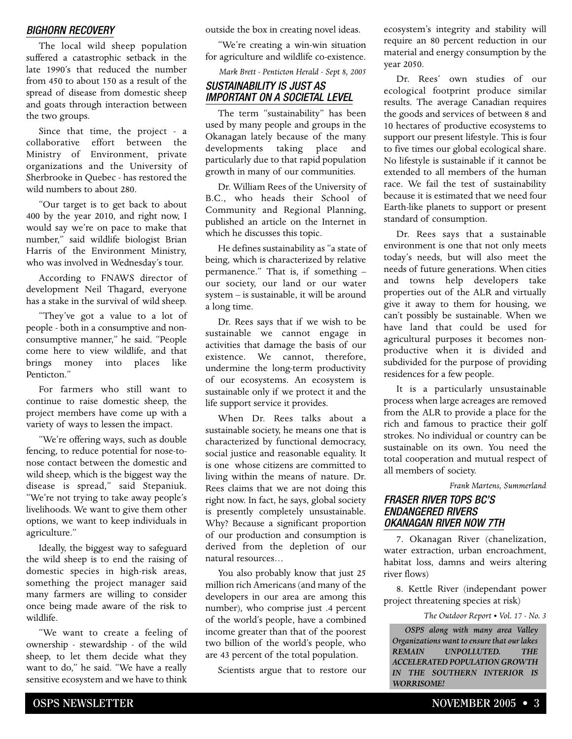## BIGHORN RECOVERY

The local wild sheep population suffered a catastrophic setback in the late 1990's that reduced the number from 450 to about 150 as a result of the spread of disease from domestic sheep and goats through interaction between the two groups.

Since that time, the project - a collaborative effort between the Ministry of Environment, private organizations and the University of Sherbrooke in Quebec - has restored the wild numbers to about 280.

"Our target is to get back to about 400 by the year 2010, and right now, I would say we're on pace to make that number," said wildlife biologist Brian Harris of the Environment Ministry, who was involved in Wednesday's tour.

According to FNAWS director of development Neil Thagard, everyone has a stake in the survival of wild sheep.

"They've got a value to a lot of people - both in a consumptive and non-consumptive manner," he said. "People come here to view wildlife, and that brings money into places like Penticton."

For farmers who still want to continue to raise domestic sheep, the project members have come up with a variety of ways to lessen the impact.

"We're offering ways, such as double fencing, to reduce potential for nose-to-nose contact between the domestic and wild sheep, which is the biggest way the disease is spread," said Stepaniuk. "We're not trying to take away people's livelihoods. We want to give them other options, we want to keep individuals in agriculture."

Ideally, the biggest way to safeguard the wild sheep is to end the raising of domestic species in high-risk areas, something the project manager said many farmers are willing to consider once being made aware of the risk to wildlife.

"We want to create a feeling of ownership - stewardship - of the wild sheep, to let them decide what they want to do," he said. "We have a really sensitive ecosystem and we have to think outside the box in creating novel ideas.

"We're creating a win-win situation for agriculture and wildlife co-existence.

*Mark Brett - Penticton Herald - Sept 8, 2005*

## SUSTAINABILITY IS JUST AS IMPORTANT ON A SOCIETAL LEVEL

The term "sustainability" has been used by many people and groups in the Okanagan lately because of the many developments taking place and particularly due to that rapid population growth in many of our communities.

Dr. William Rees of the University of B.C., who heads their School of Community and Regional Planning, published an article on the Internet in which he discusses this topic.

He defines sustainability as "a state of being, which is characterized by relative permanence." That is, if something – our society, our land or our water system – is sustainable, it will be around a long time.

Dr. Rees says that if we wish to be sustainable we cannot engage in activities that damage the basis of our existence. We cannot, therefore, undermine the long-term productivity of our ecosystems. An ecosystem is sustainable only if we protect it and the life support service it provides.

When Dr. Rees talks about a sustainable society, he means one that is characterized by functional democracy, social justice and reasonable equality. It is one whose citizens are committed to living within the means of nature. Dr. Rees claims that we are not doing this right now. In fact, he says, global society is presently completely unsustainable. Why? Because a significant proportion of our production and consumption is derived from the depletion of our natural resources…

You also probably know that just 25 million rich Americans (and many of the developers in our area are among this number), who comprise just .4 percent of the world's people, have a combined income greater than that of the poorest two billion of the world's people, who are 43 percent of the total population.

Scientists argue that to restore our ecosystem's integrity and stability will require an 80 percent reduction in our material and energy consumption by the year 2050.

Dr. Rees' own studies of our ecological footprint produce similar results. The average Canadian requires the goods and services of between 8 and 10 hectares of productive ecosystems to support our present lifestyle. This is four to five times our global ecological share. No lifestyle is sustainable if it cannot be extended to all members of the human race. We fail the test of sustainability because it is estimated that we need four Earth-like planets to support or present standard of consumption.

Dr. Rees says that a sustainable environment is one that not only meets today's needs, but will also meet the needs of future generations. When cities and towns help developers take properties out of the ALR and virtually give it away to them for housing, we can't possibly be sustainable. When we have land that could be used for agricultural purposes it becomes non-productive when it is divided and subdivided for the purpose of providing residences for a few people.

It is a particularly unsustainable process when large acreages are removed from the ALR to provide a place for the rich and famous to practice their golf strokes. No individual or country can be sustainable on its own. You need the total cooperation and mutual respect of all members of society.

*Frank Martens, Summerland*

## FRASER RIVER TOPS BC'S ENDANGERED RIVERS OKANAGAN RIVER NOW 7TH

7. Okanagan River (chanelization, water extraction, urban encroachment, habitat loss, damns and weirs altering river flows)

8. Kettle River (independant power project threatening species at risk)

*The Outdoor Report • Vol. 17 - No. 3*

***OSPS along with many area Valley Organizations want to ensure that our lakes REMAIN UNPOLLUTED. THE ACCELERATED POPULATION GROWTH IN THE SOUTHERN INTERIOR IS WORRISOME!***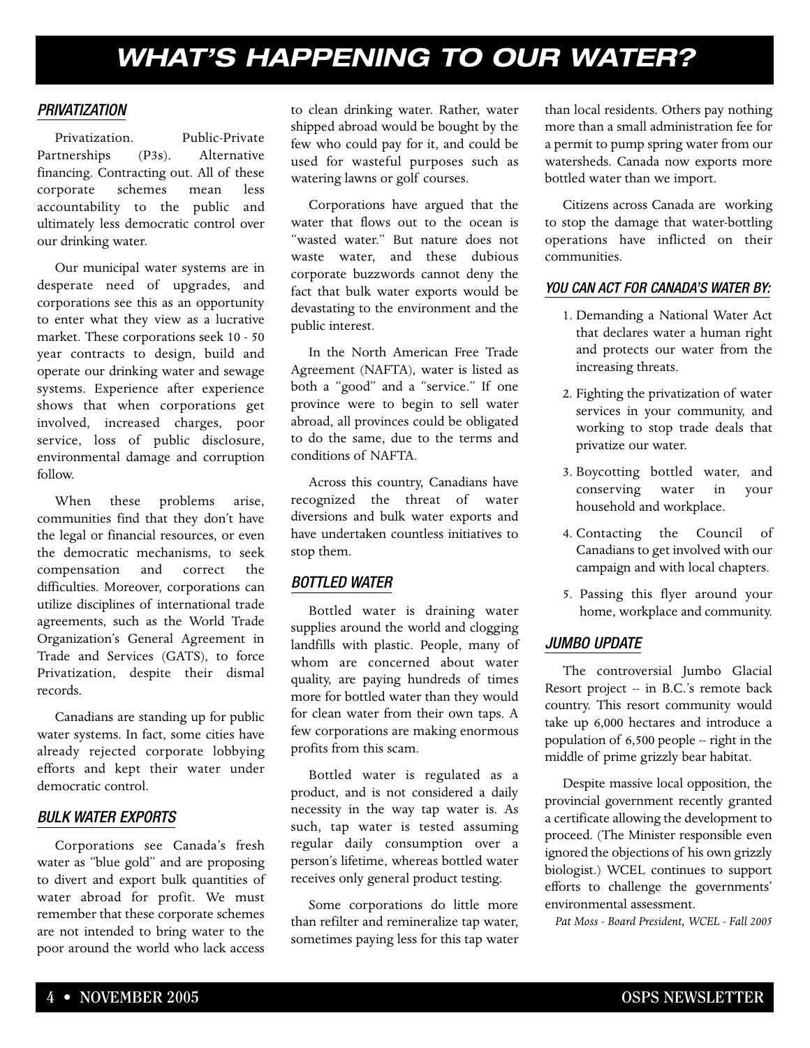# WHAT'S HAPPENING TO OUR WATER?

## *PRIVATIZATION*

Privatization. Public-Private Partnerships (P3s). Alternative financing. Contracting out. All of these corporate schemes mean less accountability to the public and ultimately less democratic control over our drinking water.

Our municipal water systems are in desperate need of upgrades, and corporations see this as an opportunity to enter what they view as a lucrative market. These corporations seek 10 - 50 year contracts to design, build and operate our drinking water and sewage systems. Experience after experience shows that when corporations get involved, increased charges, poor service, loss of public disclosure, environmental damage and corruption follow.

When these problems arise, communities find that they don't have the legal or financial resources, or even the democratic mechanisms, to seek compensation and correct the difficulties. Moreover, corporations can utilize disciplines of international trade agreements, such as the World Trade Organization's General Agreement in Trade and Services (GATS), to force Privatization, despite their dismal records.

Canadians are standing up for public water systems. In fact, some cities have already rejected corporate lobbying efforts and kept their water under democratic control.

## *BULK WATER EXPORTS*

Corporations see Canada's fresh water as "blue gold" and are proposing to divert and export bulk quantities of water abroad for profit. We must remember that these corporate schemes are not intended to bring water to the poor around the world who lack access to clean drinking water. Rather, water shipped abroad would be bought by the few who could pay for it, and could be used for wasteful purposes such as watering lawns or golf courses.

Corporations have argued that the water that flows out to the ocean is "wasted water." But nature does not waste water, and these dubious corporate buzzwords cannot deny the fact that bulk water exports would be devastating to the environment and the public interest.

In the North American Free Trade Agreement (NAFTA), water is listed as both a "good" and a "service." If one province were to begin to sell water abroad, all provinces could be obligated to do the same, due to the terms and conditions of NAFTA.

Across this country, Canadians have recognized the threat of water diversions and bulk water exports and have undertaken countless initiatives to stop them.

## *BOTTLED WATER*

Bottled water is draining water supplies around the world and clogging landfills with plastic. People, many of whom are concerned about water quality, are paying hundreds of times more for bottled water than they would for clean water from their own taps. A few corporations are making enormous profits from this scam.

Bottled water is regulated as a product, and is not considered a daily necessity in the way tap water is. As such, tap water is tested assuming regular daily consumption over a person's lifetime, whereas bottled water receives only general product testing.

Some corporations do little more than refilter and remineralize tap water, sometimes paying less for this tap water than local residents. Others pay nothing more than a small administration fee for a permit to pump spring water from our watersheds. Canada now exports more bottled water than we import.

Citizens across Canada are working to stop the damage that water-bottling operations have inflicted on their communities.

## *YOU CAN ACT FOR CANADA'S WATER BY:*

1. Demanding a National Water Act that declares water a human right and protects our water from the increasing threats.
2. Fighting the privatization of water services in your community, and working to stop trade deals that privatize our water.
3. Boycotting bottled water, and conserving water in your household and workplace.
4. Contacting the Council of Canadians to get involved with our campaign and with local chapters.
5. Passing this flyer around your home, workplace and community.

## *JUMBO UPDATE*

The controversial Jumbo Glacial Resort project -- in B.C.'s remote back country. This resort community would take up 6,000 hectares and introduce a population of 6,500 people -- right in the middle of prime grizzly bear habitat.

Despite massive local opposition, the provincial government recently granted a certificate allowing the development to proceed. (The Minister responsible even ignored the objections of his own grizzly biologist.) WCEL continues to support efforts to challenge the governments' environmental assessment.

*Pat Moss - Board President, WCEL - Fall 2005*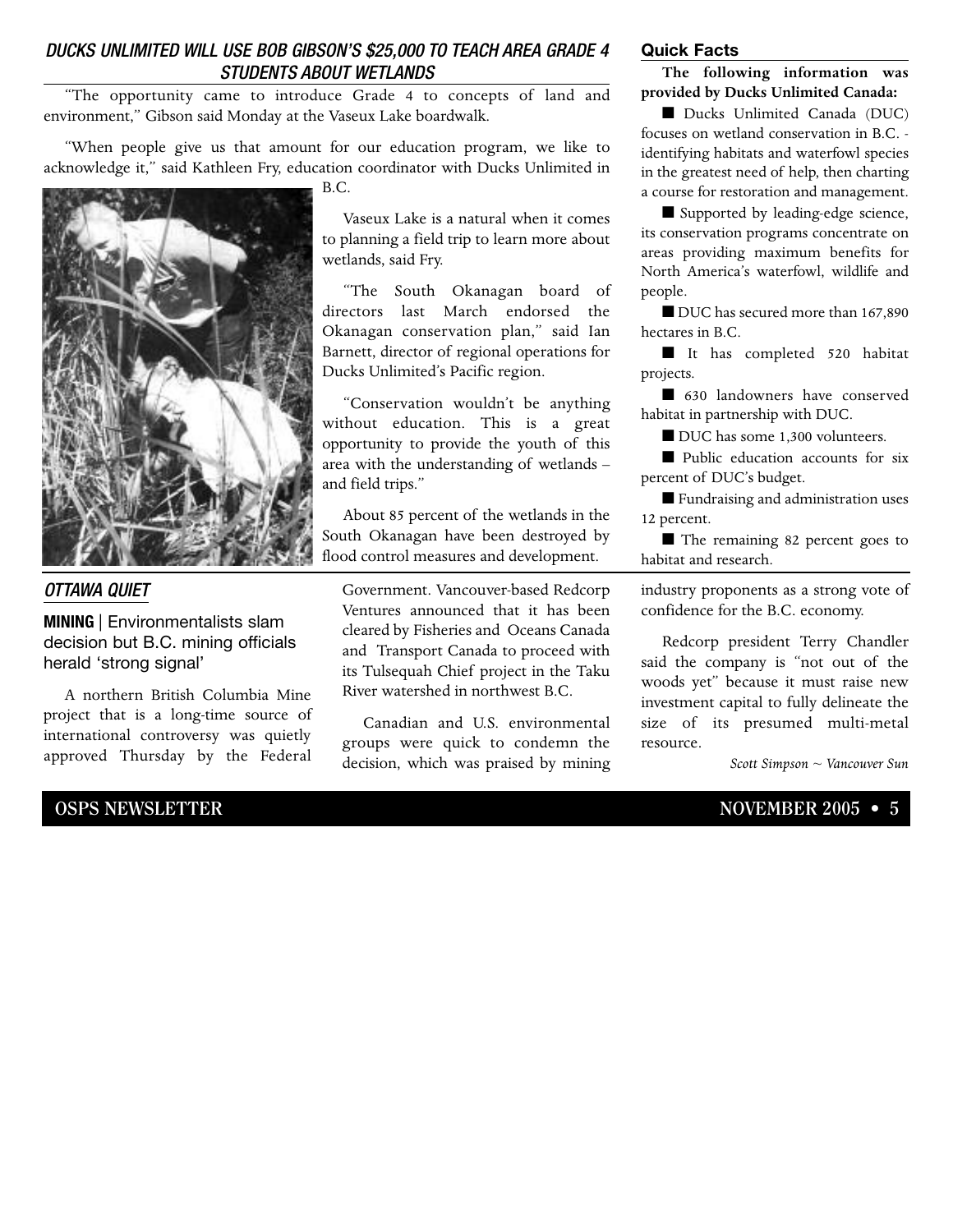## *DUCKS UNLIMITED WILL USE BOB GIBSON'S $25,000 TO TEACH AREA GRADE 4 STUDENTS ABOUT WETLANDS*

"The opportunity came to introduce Grade 4 to concepts of land and environment," Gibson said Monday at the Vaseux Lake boardwalk.

"When people give us that amount for our education program, we like to acknowledge it," said Kathleen Fry, education coordinator with Ducks Unlimited in B.C.

Vaseux Lake is a natural when it comes to planning a field trip to learn more about wetlands, said Fry.

"The South Okanagan board of directors last March endorsed the Okanagan conservation plan," said Ian Barnett, director of regional operations for Ducks Unlimited's Pacific region.

"Conservation wouldn't be anything without education. This is a great opportunity to provide the youth of this area with the understanding of wetlands – and field trips."

About 85 percent of the wetlands in the South Okanagan have been destroyed by flood control measures and development.

### Quick Facts

**The following information was provided by Ducks Unlimited Canada:**

- Ducks Unlimited Canada (DUC) focuses on wetland conservation in B.C. - identifying habitats and waterfowl species in the greatest need of help, then charting a course for restoration and management.
- Supported by leading-edge science, its conservation programs concentrate on areas providing maximum benefits for North America's waterfowl, wildlife and people.
- DUC has secured more than 167,890 hectares in B.C.
- It has completed 520 habitat projects.
- 630 landowners have conserved habitat in partnership with DUC.
- DUC has some 1,300 volunteers.
- Public education accounts for six percent of DUC's budget.
- Fundraising and administration uses 12 percent.
- The remaining 82 percent goes to habitat and research.

## *OTTAWA QUIET*

**MINING** | Environmentalists slam decision but B.C. mining officials herald 'strong signal'

A northern British Columbia Mine project that is a long-time source of international controversy was quietly approved Thursday by the Federal Government. Vancouver-based Redcorp Ventures announced that it has been cleared by Fisheries and Oceans Canada and Transport Canada to proceed with its Tulsequah Chief project in the Taku River watershed in northwest B.C.

Canadian and U.S. environmental groups were quick to condemn the decision, which was praised by mining industry proponents as a strong vote of confidence for the B.C. economy.

Redcorp president Terry Chandler said the company is "not out of the woods yet" because it must raise new investment capital to fully delineate the size of its presumed multi-metal resource.

*Scott Simpson ~ Vancouver Sun*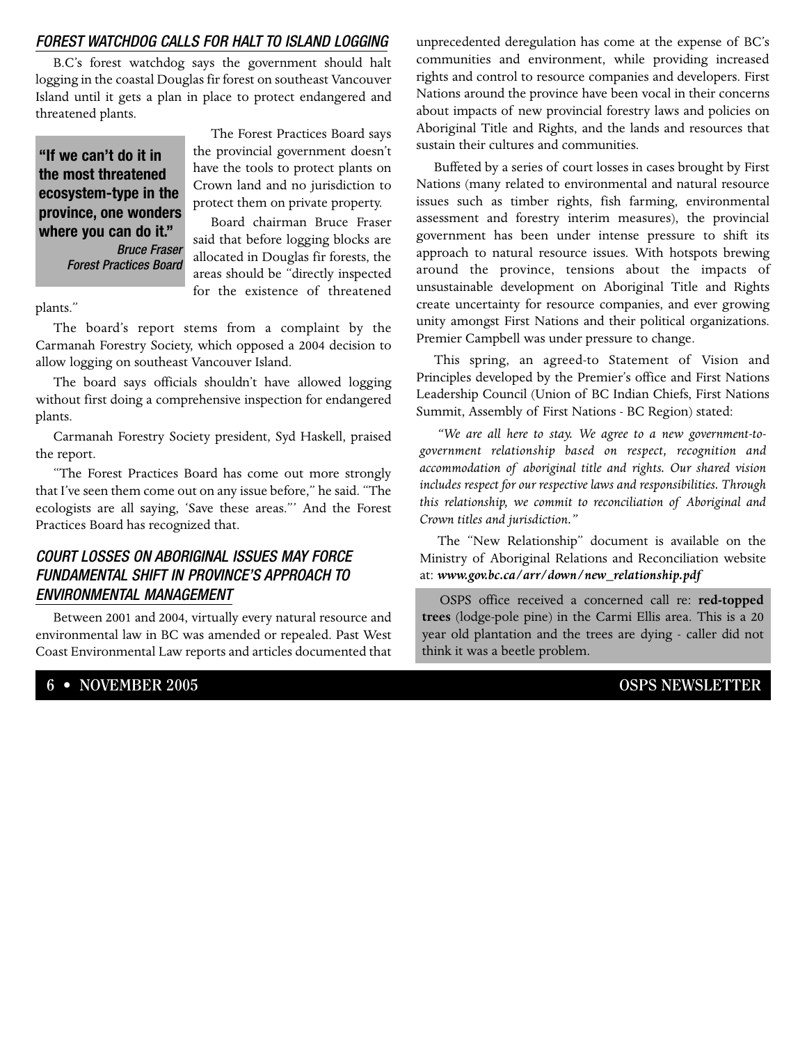## FOREST WATCHDOG CALLS FOR HALT TO ISLAND LOGGING

B.C's forest watchdog says the government should halt logging in the coastal Douglas fir forest on southeast Vancouver Island until it gets a plan in place to protect endangered and threatened plants.

> **"If we can't do it in the most threatened ecosystem-type in the province, one wonders where you can do it."**
> *Bruce Fraser*
> *Forest Practices Board*

The Forest Practices Board says the provincial government doesn't have the tools to protect plants on Crown land and no jurisdiction to protect them on private property.

Board chairman Bruce Fraser said that before logging blocks are allocated in Douglas fir forests, the areas should be "directly inspected for the existence of threatened plants."

The board's report stems from a complaint by the Carmanah Forestry Society, which opposed a 2004 decision to allow logging on southeast Vancouver Island.

The board says officials shouldn't have allowed logging without first doing a comprehensive inspection for endangered plants.

Carmanah Forestry Society president, Syd Haskell, praised the report.

"The Forest Practices Board has come out more strongly that I've seen them come out on any issue before," he said. "The ecologists are all saying, 'Save these areas."' And the Forest Practices Board has recognized that.

## COURT LOSSES ON ABORIGINAL ISSUES MAY FORCE FUNDAMENTAL SHIFT IN PROVINCE'S APPROACH TO ENVIRONMENTAL MANAGEMENT

Between 2001 and 2004, virtually every natural resource and environmental law in BC was amended or repealed. Past West Coast Environmental Law reports and articles documented that unprecedented deregulation has come at the expense of BC's communities and environment, while providing increased rights and control to resource companies and developers. First Nations around the province have been vocal in their concerns about impacts of new provincial forestry laws and policies on Aboriginal Title and Rights, and the lands and resources that sustain their cultures and communities.

Buffeted by a series of court losses in cases brought by First Nations (many related to environmental and natural resource issues such as timber rights, fish farming, environmental assessment and forestry interim measures), the provincial government has been under intense pressure to shift its approach to natural resource issues. With hotspots brewing around the province, tensions about the impacts of unsustainable development on Aboriginal Title and Rights create uncertainty for resource companies, and ever growing unity amongst First Nations and their political organizations. Premier Campbell was under pressure to change.

This spring, an agreed-to Statement of Vision and Principles developed by the Premier's office and First Nations Leadership Council (Union of BC Indian Chiefs, First Nations Summit, Assembly of First Nations - BC Region) stated:

*"We are all here to stay. We agree to a new government-to-government relationship based on respect, recognition and accommodation of aboriginal title and rights. Our shared vision includes respect for our respective laws and responsibilities. Through this relationship, we commit to reconciliation of Aboriginal and Crown titles and jurisdiction."*

The "New Relationship" document is available on the Ministry of Aboriginal Relations and Reconciliation website at: ***www.gov.bc.ca/arr/down/new_relationship.pdf***

> OSPS office received a concerned call re: **red-topped trees** (lodge-pole pine) in the Carmi Ellis area. This is a 20 year old plantation and the trees are dying - caller did not think it was a beetle problem.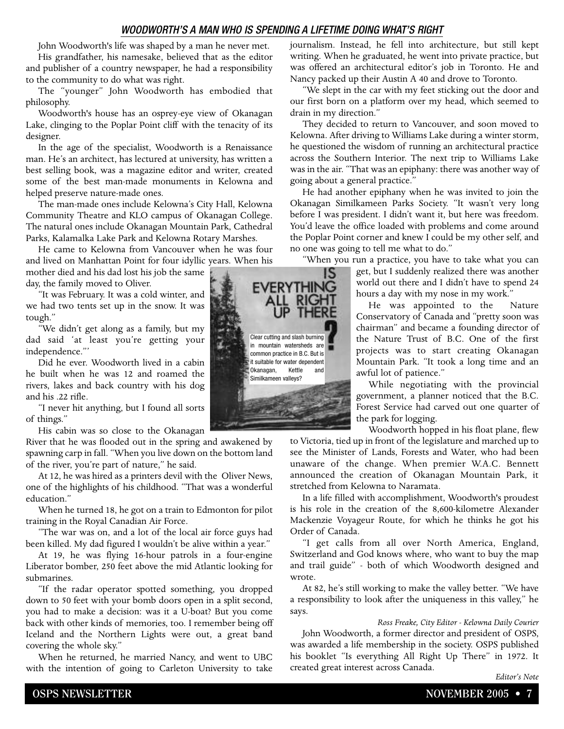## WOODWORTH'S A MAN WHO IS SPENDING A LIFETIME DOING WHAT'S RIGHT

John Woodworth's life was shaped by a man he never met.

His grandfather, his namesake, believed that as the editor and publisher of a country newspaper, he had a responsibility to the community to do what was right.

The "younger" John Woodworth has embodied that philosophy.

Woodworth's house has an osprey-eye view of Okanagan Lake, clinging to the Poplar Point cliff with the tenacity of its designer.

In the age of the specialist, Woodworth is a Renaissance man. He's an architect, has lectured at university, has written a best selling book, was a magazine editor and writer, created some of the best man-made monuments in Kelowna and helped preserve nature-made ones.

The man-made ones include Kelowna's City Hall, Kelowna Community Theatre and KLO campus of Okanagan College. The natural ones include Okanagan Mountain Park, Cathedral Parks, Kalamalka Lake Park and Kelowna Rotary Marshes.

He came to Kelowna from Vancouver when he was four and lived on Manhattan Point for four idyllic years. When his mother died and his dad lost his job the same day, the family moved to Oliver.

"It was February. It was a cold winter, and we had two tents set up in the snow. It was tough."

"We didn't get along as a family, but my dad said 'at least you're getting your independence.'"

Did he ever. Woodworth lived in a cabin he built when he was 12 and roamed the rivers, lakes and back country with his dog and his .22 rifle.

"I never hit anything, but I found all sorts of things."

His cabin was so close to the Okanagan River that he was flooded out in the spring and awakened by spawning carp in fall. "When you live down on the bottom land of the river, you're part of nature," he said.

At 12, he was hired as a printers devil with the Oliver News, one of the highlights of his childhood. "That was a wonderful education."

When he turned 18, he got on a train to Edmonton for pilot training in the Royal Canadian Air Force.

"The war was on, and a lot of the local air force guys had been killed. My dad figured I wouldn't be alive within a year."

At 19, he was flying 16-hour patrols in a four-engine Liberator bomber, 250 feet above the mid Atlantic looking for submarines.

"If the radar operator spotted something, you dropped down to 50 feet with your bomb doors open in a split second, you had to make a decision: was it a U-boat? But you come back with other kinds of memories, too. I remember being off Iceland and the Northern Lights were out, a great band covering the whole sky."

When he returned, he married Nancy, and went to UBC with the intention of going to Carleton University to take journalism. Instead, he fell into architecture, but still kept writing. When he graduated, he went into private practice, but was offered an architectural editor's job in Toronto. He and Nancy packed up their Austin A 40 and drove to Toronto.

"We slept in the car with my feet sticking out the door and our first born on a platform over my head, which seemed to drain in my direction."

They decided to return to Vancouver, and soon moved to Kelowna. After driving to Williams Lake during a winter storm, he questioned the wisdom of running an architectural practice across the Southern Interior. The next trip to Williams Lake was in the air. "That was an epiphany: there was another way of going about a general practice."

He had another epiphany when he was invited to join the Okanagan Similkameen Parks Society. "It wasn't very long before I was president. I didn't want it, but here was freedom. You'd leave the office loaded with problems and come around the Poplar Point corner and knew I could be my other self, and no one was going to tell me what to do."

"When you run a practice, you have to take what you can get, but I suddenly realized there was another world out there and I didn't have to spend 24 hours a day with my nose in my work."

**IS EVERYTHING ALL RIGHT UP THERE?**

Clear cutting and slash burning in mountain watersheds are common practice in B.C. But is it suitable for water dependent Okanagan, Kettle and Similkameen valleys?

He was appointed to the Nature Conservatory of Canada and "pretty soon was chairman" and became a founding director of the Nature Trust of B.C. One of the first projects was to start creating Okanagan Mountain Park. "It took a long time and an awful lot of patience."

While negotiating with the provincial government, a planner noticed that the B.C. Forest Service had carved out one quarter of the park for logging.

Woodworth hopped in his float plane, flew to Victoria, tied up in front of the legislature and marched up to see the Minister of Lands, Forests and Water, who had been unaware of the change. When premier W.A.C. Bennett announced the creation of Okanagan Mountain Park, it stretched from Kelowna to Naramata.

In a life filled with accomplishment, Woodworth's proudest is his role in the creation of the 8,600-kilometre Alexander Mackenzie Voyageur Route, for which he thinks he got his Order of Canada.

"I get calls from all over North America, England, Switzerland and God knows where, who want to buy the map and trail guide" - both of which Woodworth designed and wrote.

At 82, he's still working to make the valley better. "We have a responsibility to look after the uniqueness in this valley," he says.

*Ross Freake, City Editor - Kelowna Daily Courier*

John Woodworth, a former director and president of OSPS, was awarded a life membership in the society. OSPS published his booklet "Is everything All Right Up There" in 1972. It created great interest across Canada.

*Editor's Note*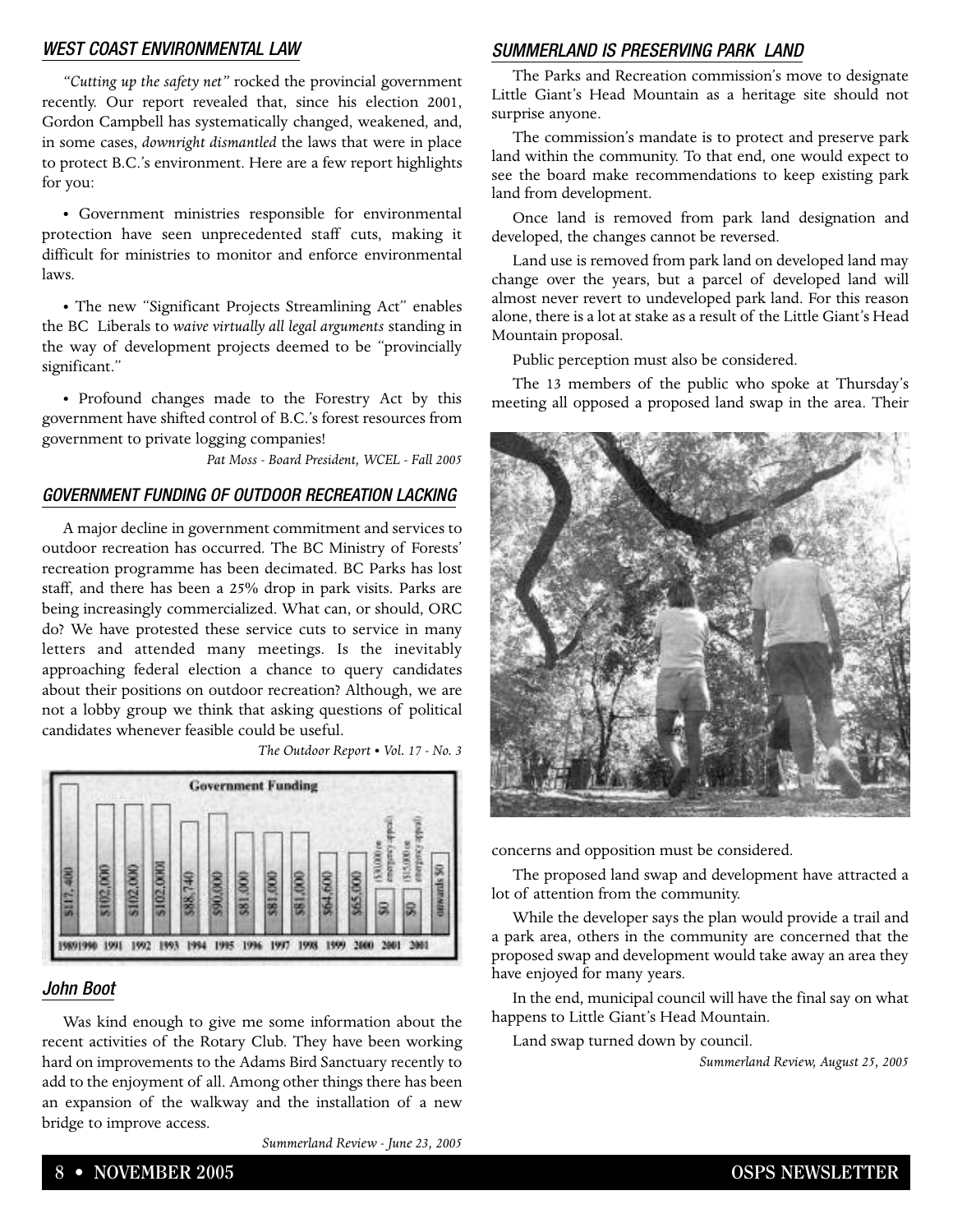## WEST COAST ENVIRONMENTAL LAW

*"Cutting up the safety net"* rocked the provincial government recently. Our report revealed that, since his election 2001, Gordon Campbell has systematically changed, weakened, and, in some cases, *downright dismantled* the laws that were in place to protect B.C.'s environment. Here are a few report highlights for you:

• Government ministries responsible for environmental protection have seen unprecedented staff cuts, making it difficult for ministries to monitor and enforce environmental laws.

• The new "Significant Projects Streamlining Act" enables the BC Liberals to *waive virtually all legal arguments* standing in the way of development projects deemed to be "provincially significant."

• Profound changes made to the Forestry Act by this government have shifted control of B.C.'s forest resources from government to private logging companies!

*Pat Moss - Board President, WCEL - Fall 2005*

## GOVERNMENT FUNDING OF OUTDOOR RECREATION LACKING

A major decline in government commitment and services to outdoor recreation has occurred. The BC Ministry of Forests' recreation programme has been decimated. BC Parks has lost staff, and there has been a 25% drop in park visits. Parks are being increasingly commercialized. What can, or should, ORC do? We have protested these service cuts to service in many letters and attended many meetings. Is the inevitably approaching federal election a chance to query candidates about their positions on outdoor recreation? Although, we are not a lobby group we think that asking questions of political candidates whenever feasible could be useful.

*The Outdoor Report • Vol. 17 - No. 3*

**Government Funding**

| 19891990 | 1991 | 1992 | 1993 | 1994 | 1995 | 1996 | 1997 | 1998 | 1999 | 2000 | 2001 | 2001 | |
|---|---|---|---|---|---|---|---|---|---|---|---|---|---|
| $117,400 | $102,000 | $102,000 | $102,000 | $88,740 | $90,000 | $81,000 | $81,000 | $81,000 | $64,600 | $65,000 | $0 ($30,000 re emergency funding) | $0 ($15,000 re emergency appeal) | onwards $0 |

## John Boot

Was kind enough to give me some information about the recent activities of the Rotary Club. They have been working hard on improvements to the Adams Bird Sanctuary recently to add to the enjoyment of all. Among other things there has been an expansion of the walkway and the installation of a new bridge to improve access.

*Summerland Review - June 23, 2005*

## SUMMERLAND IS PRESERVING PARK LAND

The Parks and Recreation commission's move to designate Little Giant's Head Mountain as a heritage site should not surprise anyone.

The commission's mandate is to protect and preserve park land within the community. To that end, one would expect to see the board make recommendations to keep existing park land from development.

Once land is removed from park land designation and developed, the changes cannot be reversed.

Land use is removed from park land on developed land may change over the years, but a parcel of developed land will almost never revert to undeveloped park land. For this reason alone, there is a lot at stake as a result of the Little Giant's Head Mountain proposal.

Public perception must also be considered.

The 13 members of the public who spoke at Thursday's meeting all opposed a proposed land swap in the area. Their concerns and opposition must be considered.

The proposed land swap and development have attracted a lot of attention from the community.

While the developer says the plan would provide a trail and a park area, others in the community are concerned that the proposed swap and development would take away an area they have enjoyed for many years.

In the end, municipal council will have the final say on what happens to Little Giant's Head Mountain.

Land swap turned down by council.

*Summerland Review, August 25, 2005*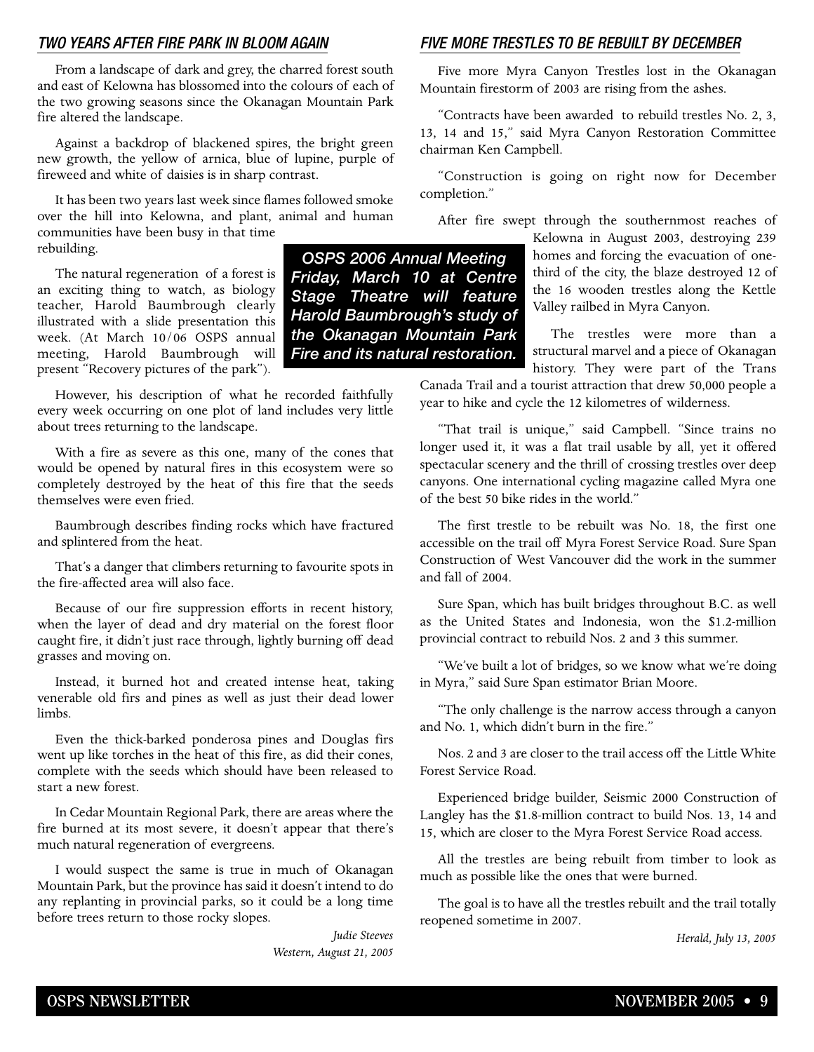## *TWO YEARS AFTER FIRE PARK IN BLOOM AGAIN*

From a landscape of dark and grey, the charred forest south and east of Kelowna has blossomed into the colours of each of the two growing seasons since the Okanagan Mountain Park fire altered the landscape.

Against a backdrop of blackened spires, the bright green new growth, the yellow of arnica, blue of lupine, purple of fireweed and white of daisies is in sharp contrast.

It has been two years last week since flames followed smoke over the hill into Kelowna, and plant, animal and human communities have been busy in that time rebuilding.

The natural regeneration of a forest is an exciting thing to watch, as biology teacher, Harold Baumbrough clearly illustrated with a slide presentation this week. (At March 10/06 OSPS annual meeting, Harold Baumbrough will present "Recovery pictures of the park").

However, his description of what he recorded faithfully every week occurring on one plot of land includes very little about trees returning to the landscape.

With a fire as severe as this one, many of the cones that would be opened by natural fires in this ecosystem were so completely destroyed by the heat of this fire that the seeds themselves were even fried.

Baumbrough describes finding rocks which have fractured and splintered from the heat.

That's a danger that climbers returning to favourite spots in the fire-affected area will also face.

Because of our fire suppression efforts in recent history, when the layer of dead and dry material on the forest floor caught fire, it didn't just race through, lightly burning off dead grasses and moving on.

Instead, it burned hot and created intense heat, taking venerable old firs and pines as well as just their dead lower limbs.

Even the thick-barked ponderosa pines and Douglas firs went up like torches in the heat of this fire, as did their cones, complete with the seeds which should have been released to start a new forest.

In Cedar Mountain Regional Park, there are areas where the fire burned at its most severe, it doesn't appear that there's much natural regeneration of evergreens.

I would suspect the same is true in much of Okanagan Mountain Park, but the province has said it doesn't intend to do any replanting in provincial parks, so it could be a long time before trees return to those rocky slopes.

*Judie Steeves*
*Western, August 21, 2005*

***OSPS 2006 Annual Meeting Friday, March 10 at Centre Stage Theatre will feature Harold Baumbrough's study of the Okanagan Mountain Park Fire and its natural restoration.***

## *FIVE MORE TRESTLES TO BE REBUILT BY DECEMBER*

Five more Myra Canyon Trestles lost in the Okanagan Mountain firestorm of 2003 are rising from the ashes.

"Contracts have been awarded to rebuild trestles No. 2, 3, 13, 14 and 15," said Myra Canyon Restoration Committee chairman Ken Campbell.

"Construction is going on right now for December completion."

After fire swept through the southernmost reaches of Kelowna in August 2003, destroying 239 homes and forcing the evacuation of one-third of the city, the blaze destroyed 12 of the 16 wooden trestles along the Kettle Valley railbed in Myra Canyon.

The trestles were more than a structural marvel and a piece of Okanagan history. They were part of the Trans Canada Trail and a tourist attraction that drew 50,000 people a year to hike and cycle the 12 kilometres of wilderness.

"That trail is unique," said Campbell. "Since trains no longer used it, it was a flat trail usable by all, yet it offered spectacular scenery and the thrill of crossing trestles over deep canyons. One international cycling magazine called Myra one of the best 50 bike rides in the world."

The first trestle to be rebuilt was No. 18, the first one accessible on the trail off Myra Forest Service Road. Sure Span Construction of West Vancouver did the work in the summer and fall of 2004.

Sure Span, which has built bridges throughout B.C. as well as the United States and Indonesia, won the $1.2-million provincial contract to rebuild Nos. 2 and 3 this summer.

"We've built a lot of bridges, so we know what we're doing in Myra," said Sure Span estimator Brian Moore.

"The only challenge is the narrow access through a canyon and No. 1, which didn't burn in the fire."

Nos. 2 and 3 are closer to the trail access off the Little White Forest Service Road.

Experienced bridge builder, Seismic 2000 Construction of Langley has the $1.8-million contract to build Nos. 13, 14 and 15, which are closer to the Myra Forest Service Road access.

All the trestles are being rebuilt from timber to look as much as possible like the ones that were burned.

The goal is to have all the trestles rebuilt and the trail totally reopened sometime in 2007.

*Herald, July 13, 2005*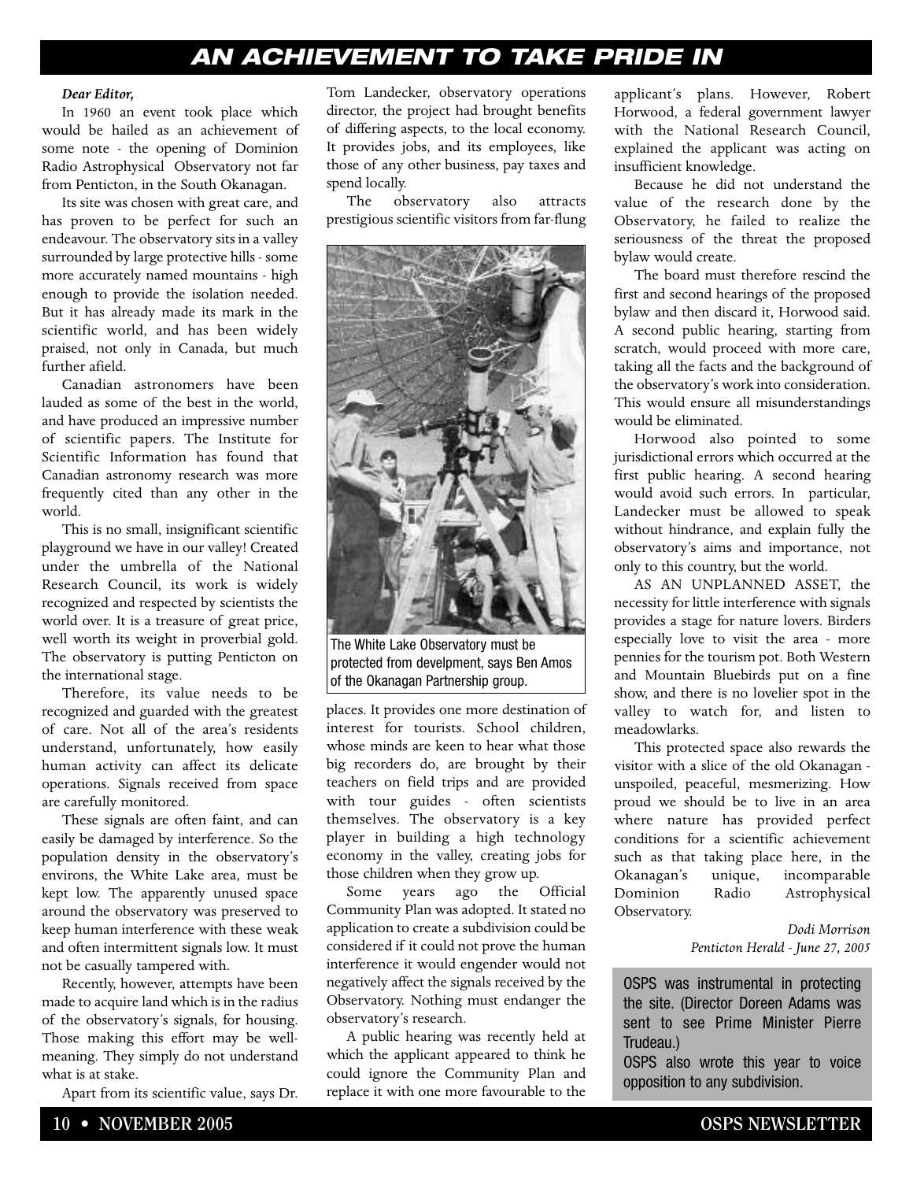# AN ACHIEVEMENT TO TAKE PRIDE IN

***Dear Editor,***

In 1960 an event took place which would be hailed as an achievement of some note - the opening of Dominion Radio Astrophysical Observatory not far from Penticton, in the South Okanagan.

Its site was chosen with great care, and has proven to be perfect for such an endeavour. The observatory sits in a valley surrounded by large protective hills - some more accurately named mountains - high enough to provide the isolation needed. But it has already made its mark in the scientific world, and has been widely praised, not only in Canada, but much further afield.

Canadian astronomers have been lauded as some of the best in the world, and have produced an impressive number of scientific papers. The Institute for Scientific Information has found that Canadian astronomy research was more frequently cited than any other in the world.

This is no small, insignificant scientific playground we have in our valley! Created under the umbrella of the National Research Council, its work is widely recognized and respected by scientists the world over. It is a treasure of great price, well worth its weight in proverbial gold. The observatory is putting Penticton on the international stage.

Therefore, its value needs to be recognized and guarded with the greatest of care. Not all of the area's residents understand, unfortunately, how easily human activity can affect its delicate operations. Signals received from space are carefully monitored.

These signals are often faint, and can easily be damaged by interference. So the population density in the observatory's environs, the White Lake area, must be kept low. The apparently unused space around the observatory was preserved to keep human interference with these weak and often intermittent signals low. It must not be casually tampered with.

Recently, however, attempts have been made to acquire land which is in the radius of the observatory's signals, for housing. Those making this effort may be well-meaning. They simply do not understand what is at stake.

Apart from its scientific value, says Dr. Tom Landecker, observatory operations director, the project had brought benefits of differing aspects, to the local economy. It provides jobs, and its employees, like those of any other business, pay taxes and spend locally.

The observatory also attracts prestigious scientific visitors from far-flung places. It provides one more destination of interest for tourists. School children, whose minds are keen to hear what those big recorders do, are brought by their teachers on field trips and are provided with tour guides - often scientists themselves. The observatory is a key player in building a high technology economy in the valley, creating jobs for those children when they grow up.

The White Lake Observatory must be protected from develpment, says Ben Amos of the Okanagan Partnership group.

Some years ago the Official Community Plan was adopted. It stated no application to create a subdivision could be considered if it could not prove the human interference it would engender would not negatively affect the signals received by the Observatory. Nothing must endanger the observatory's research.

A public hearing was recently held at which the applicant appeared to think he could ignore the Community Plan and replace it with one more favourable to the applicant's plans. However, Robert Horwood, a federal government lawyer with the National Research Council, explained the applicant was acting on insufficient knowledge.

Because he did not understand the value of the research done by the Observatory, he failed to realize the seriousness of the threat the proposed bylaw would create.

The board must therefore rescind the first and second hearings of the proposed bylaw and then discard it, Horwood said. A second public hearing, starting from scratch, would proceed with more care, taking all the facts and the background of the observatory's work into consideration. This would ensure all misunderstandings would be eliminated.

Horwood also pointed to some jurisdictional errors which occurred at the first public hearing. A second hearing would avoid such errors. In particular, Landecker must be allowed to speak without hindrance, and explain fully the observatory's aims and importance, not only to this country, but the world.

AS AN UNPLANNED ASSET, the necessity for little interference with signals provides a stage for nature lovers. Birders especially love to visit the area - more pennies for the tourism pot. Both Western and Mountain Bluebirds put on a fine show, and there is no lovelier spot in the valley to watch for, and listen to meadowlarks.

This protected space also rewards the visitor with a slice of the old Okanagan - unspoiled, peaceful, mesmerizing. How proud we should be to live in an area where nature has provided perfect conditions for a scientific achievement such as that taking place here, in the Okanagan's unique, incomparable Dominion Radio Astrophysical Observatory.

*Dodi Morrison*
*Penticton Herald - June 27, 2005*

OSPS was instrumental in protecting the site. (Director Doreen Adams was sent to see Prime Minister Pierre Trudeau.)
OSPS also wrote this year to voice opposition to any subdivision.